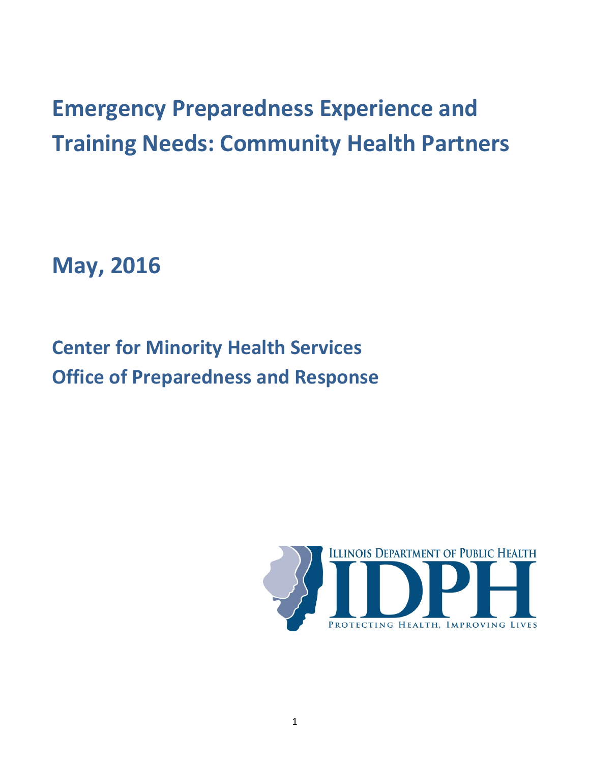# Emergency Preparedness Experience and Training Needs: Community Health Partners

## May, 2016

## Center for Minority Health Services
## Office of Preparedness and Response

ILLINOIS DEPARTMENT OF PUBLIC HEALTH

IDPH

PROTECTING HEALTH, IMPROVING LIVES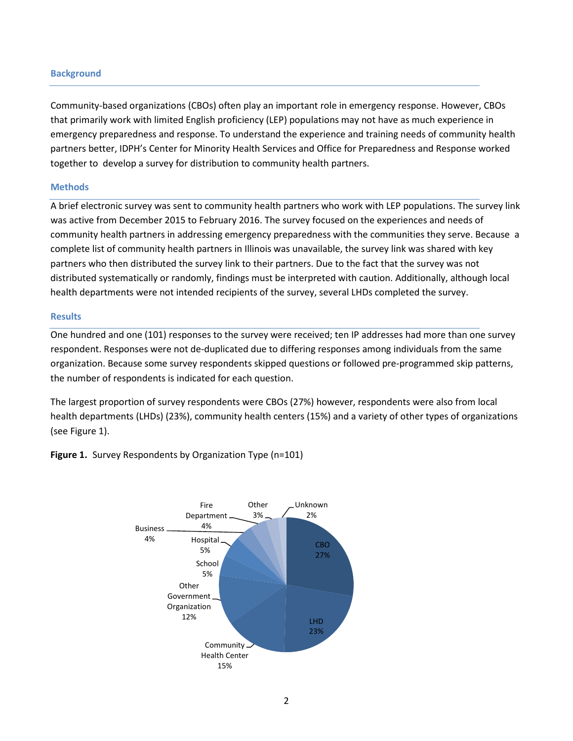## Background

Community-based organizations (CBOs) often play an important role in emergency response. However, CBOs that primarily work with limited English proficiency (LEP) populations may not have as much experience in emergency preparedness and response. To understand the experience and training needs of community health partners better, IDPH's Center for Minority Health Services and Office for Preparedness and Response worked together to develop a survey for distribution to community health partners.

## Methods

A brief electronic survey was sent to community health partners who work with LEP populations. The survey link was active from December 2015 to February 2016. The survey focused on the experiences and needs of community health partners in addressing emergency preparedness with the communities they serve. Because a complete list of community health partners in Illinois was unavailable, the survey link was shared with key partners who then distributed the survey link to their partners. Due to the fact that the survey was not distributed systematically or randomly, findings must be interpreted with caution. Additionally, although local health departments were not intended recipients of the survey, several LHDs completed the survey.

## Results

One hundred and one (101) responses to the survey were received; ten IP addresses had more than one survey respondent. Responses were not de-duplicated due to differing responses among individuals from the same organization. Because some survey respondents skipped questions or followed pre-programmed skip patterns, the number of respondents is indicated for each question.

The largest proportion of survey respondents were CBOs (27%) however, respondents were also from local health departments (LHDs) (23%), community health centers (15%) and a variety of other types of organizations (see Figure 1).

**Figure 1.** Survey Respondents by Organization Type (n=101)

| Organization Type | Percent |
|---|---|
| CBO | 27% |
| LHD | 23% |
| Community Health Center | 15% |
| Other Government Organization | 12% |
| School | 5% |
| Hospital | 5% |
| Business | 4% |
| Fire Department | 4% |
| Other | 3% |
| Unknown | 2% |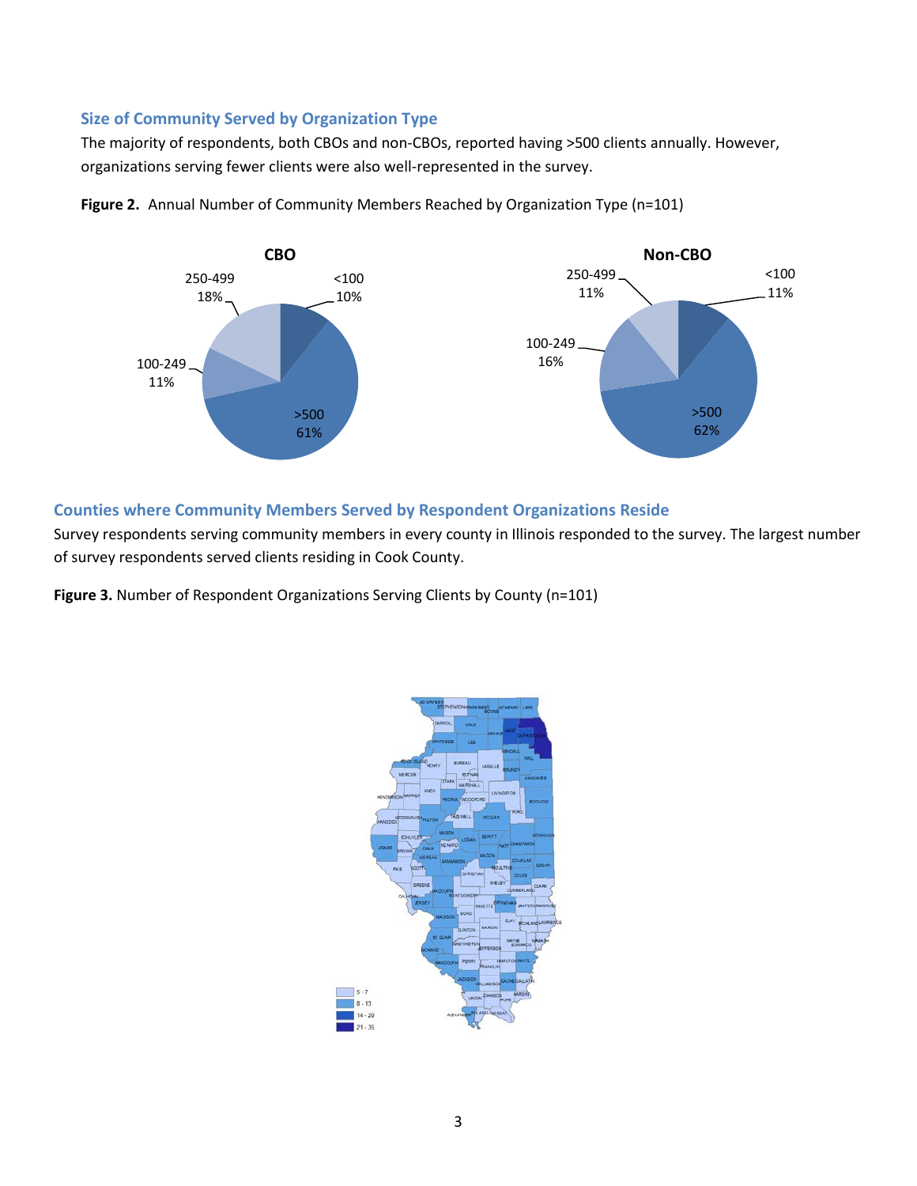## Size of Community Served by Organization Type

The majority of respondents, both CBOs and non-CBOs, reported having >500 clients annually. However, organizations serving fewer clients were also well-represented in the survey.

**Figure 2.** Annual Number of Community Members Reached by Organization Type (n=101)

| Clients annually | CBO | Non-CBO |
|---|---|---|
| <100 | 10% | 11% |
| 100-249 | 11% | 16% |
| 250-499 | 18% | 11% |
| >500 | 61% | 62% |

## Counties where Community Members Served by Respondent Organizations Reside

Survey respondents serving community members in every county in Illinois responded to the survey. The largest number of survey respondents served clients residing in Cook County.

**Figure 3.** Number of Respondent Organizations Serving Clients by County (n=101)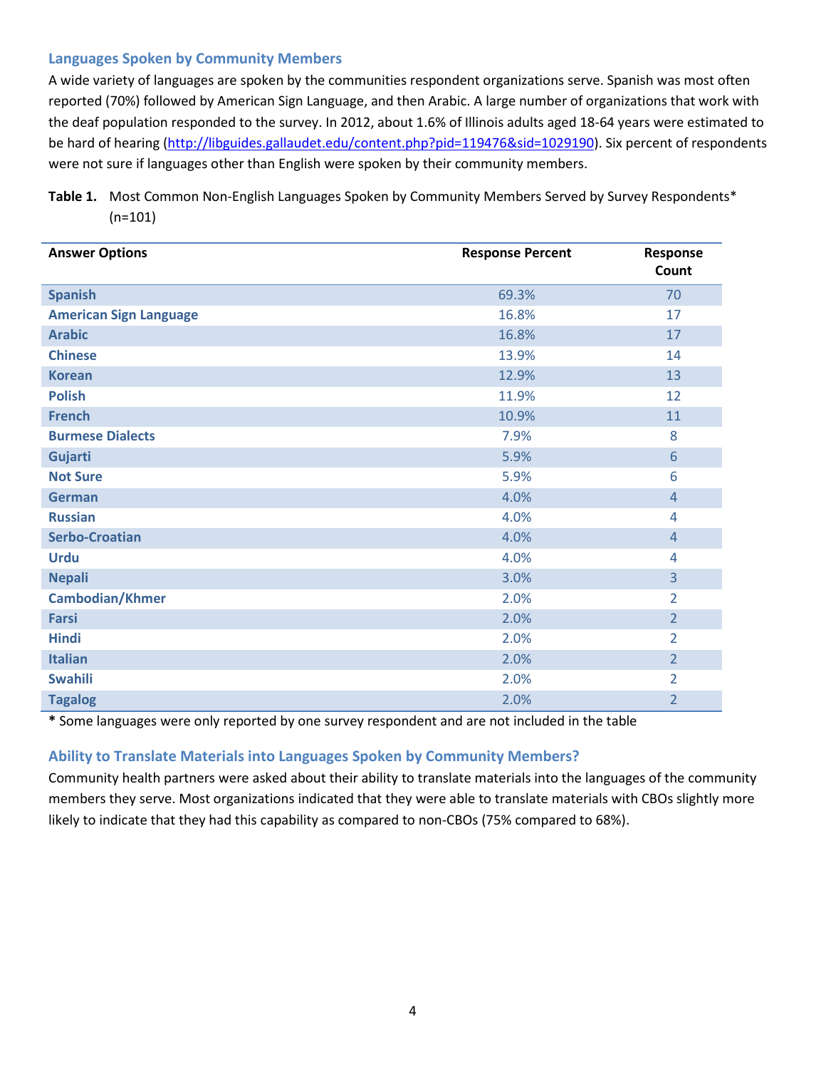## Languages Spoken by Community Members

A wide variety of languages are spoken by the communities respondent organizations serve. Spanish was most often reported (70%) followed by American Sign Language, and then Arabic. A large number of organizations that work with the deaf population responded to the survey. In 2012, about 1.6% of Illinois adults aged 18-64 years were estimated to be hard of hearing (http://libguides.gallaudet.edu/content.php?pid=119476&sid=1029190). Six percent of respondents were not sure if languages other than English were spoken by their community members.

**Table 1.** Most Common Non-English Languages Spoken by Community Members Served by Survey Respondents* (n=101)

| Answer Options | Response Percent | Response Count |
|---|---|---|
| Spanish | 69.3% | 70 |
| American Sign Language | 16.8% | 17 |
| Arabic | 16.8% | 17 |
| Chinese | 13.9% | 14 |
| Korean | 12.9% | 13 |
| Polish | 11.9% | 12 |
| French | 10.9% | 11 |
| Burmese Dialects | 7.9% | 8 |
| Gujarti | 5.9% | 6 |
| Not Sure | 5.9% | 6 |
| German | 4.0% | 4 |
| Russian | 4.0% | 4 |
| Serbo-Croatian | 4.0% | 4 |
| Urdu | 4.0% | 4 |
| Nepali | 3.0% | 3 |
| Cambodian/Khmer | 2.0% | 2 |
| Farsi | 2.0% | 2 |
| Hindi | 2.0% | 2 |
| Italian | 2.0% | 2 |
| Swahili | 2.0% | 2 |
| Tagalog | 2.0% | 2 |

**\*** Some languages were only reported by one survey respondent and are not included in the table

## Ability to Translate Materials into Languages Spoken by Community Members?

Community health partners were asked about their ability to translate materials into the languages of the community members they serve. Most organizations indicated that they were able to translate materials with CBOs slightly more likely to indicate that they had this capability as compared to non-CBOs (75% compared to 68%).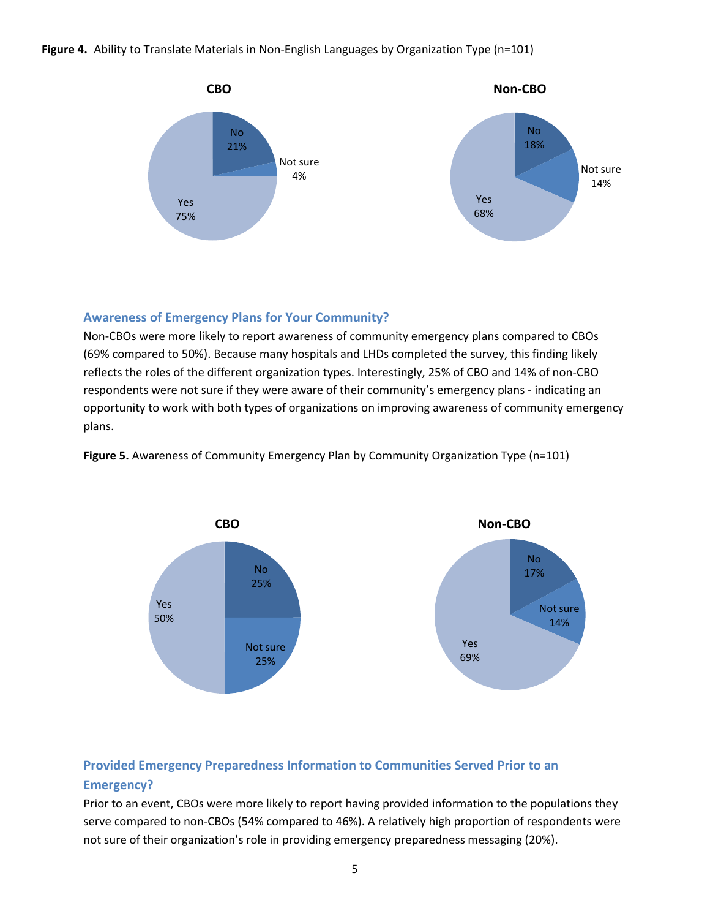**Figure 4.** Ability to Translate Materials in Non-English Languages by Organization Type (n=101)

**CBO**

| Response | Percent |
|---|---|
| No | 21% |
| Not sure | 4% |
| Yes | 75% |

**Non-CBO**

| Response | Percent |
|---|---|
| No | 18% |
| Not sure | 14% |
| Yes | 68% |

### Awareness of Emergency Plans for Your Community?

Non-CBOs were more likely to report awareness of community emergency plans compared to CBOs (69% compared to 50%). Because many hospitals and LHDs completed the survey, this finding likely reflects the roles of the different organization types. Interestingly, 25% of CBO and 14% of non-CBO respondents were not sure if they were aware of their community's emergency plans - indicating an opportunity to work with both types of organizations on improving awareness of community emergency plans.

**Figure 5.** Awareness of Community Emergency Plan by Community Organization Type (n=101)

**CBO**

| Response | Percent |
|---|---|
| No | 25% |
| Not sure | 25% |
| Yes | 50% |

**Non-CBO**

| Response | Percent |
|---|---|
| No | 17% |
| Not sure | 14% |
| Yes | 69% |

### Provided Emergency Preparedness Information to Communities Served Prior to an Emergency?

Prior to an event, CBOs were more likely to report having provided information to the populations they serve compared to non-CBOs (54% compared to 46%). A relatively high proportion of respondents were not sure of their organization's role in providing emergency preparedness messaging (20%).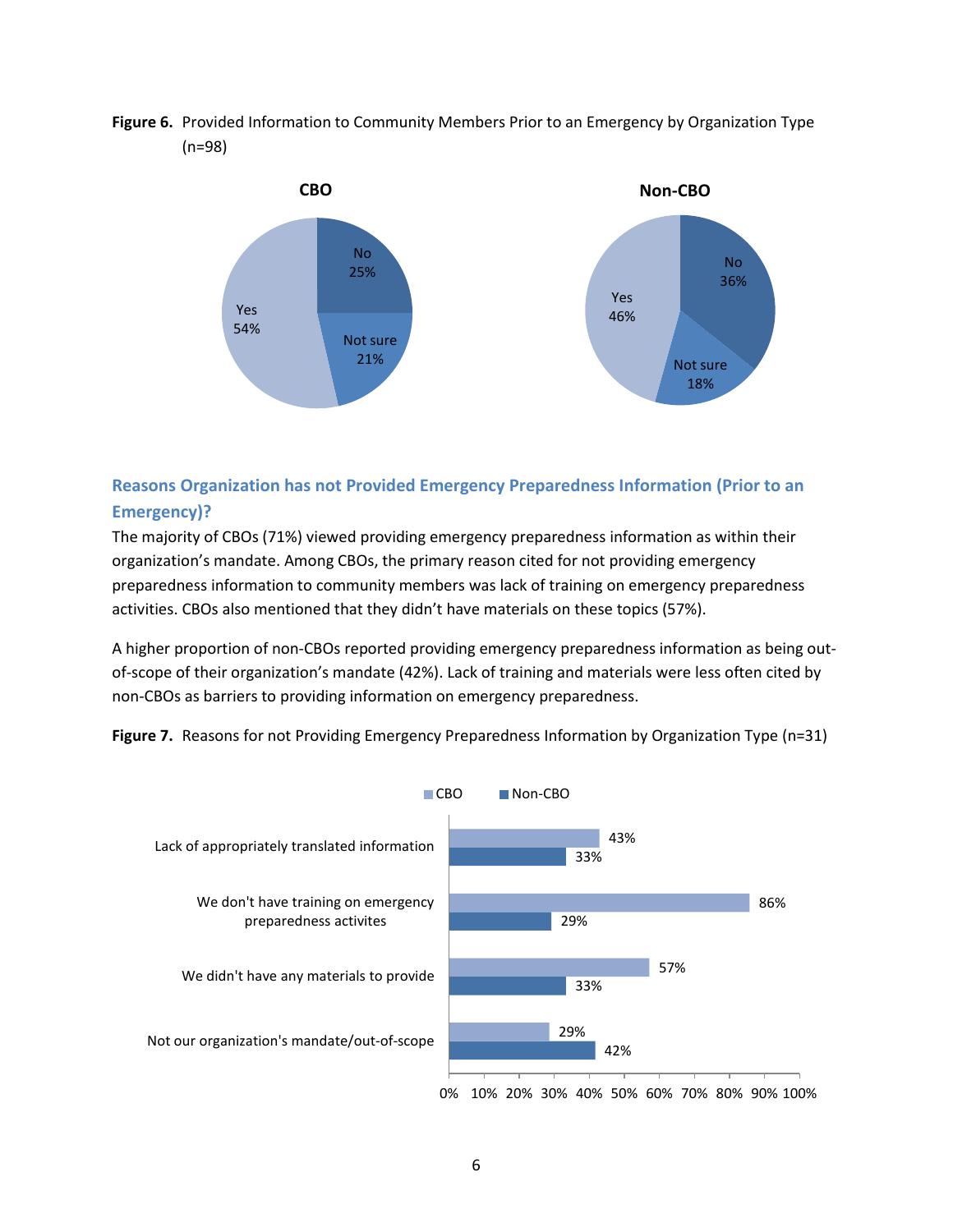**Figure 6.** Provided Information to Community Members Prior to an Emergency by Organization Type (n=98)

| | CBO | Non-CBO |
|---|---|---|
| Yes | 54% | 46% |
| No | 25% | 36% |
| Not sure | 21% | 18% |

### Reasons Organization has not Provided Emergency Preparedness Information (Prior to an Emergency)?

The majority of CBOs (71%) viewed providing emergency preparedness information as within their organization's mandate. Among CBOs, the primary reason cited for not providing emergency preparedness information to community members was lack of training on emergency preparedness activities. CBOs also mentioned that they didn't have materials on these topics (57%).

A higher proportion of non-CBOs reported providing emergency preparedness information as being out-of-scope of their organization's mandate (42%). Lack of training and materials were less often cited by non-CBOs as barriers to providing information on emergency preparedness.

**Figure 7.** Reasons for not Providing Emergency Preparedness Information by Organization Type (n=31)

| | CBO | Non-CBO |
|---|---|---|
| Lack of appropriately translated information | 43% | 33% |
| We don't have training on emergency preparedness activites | 86% | 29% |
| We didn't have any materials to provide | 57% | 33% |
| Not our organization's mandate/out-of-scope | 29% | 42% |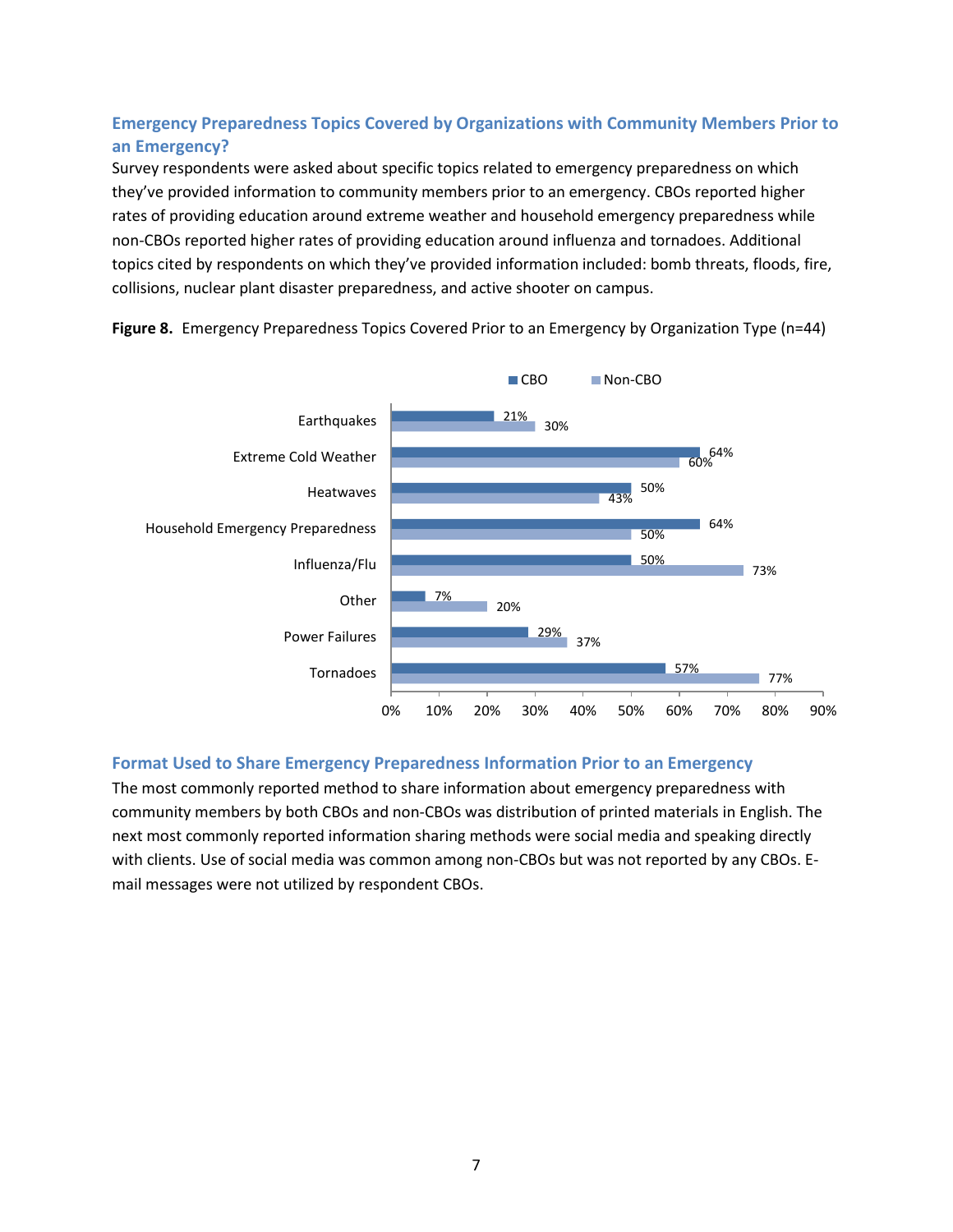### Emergency Preparedness Topics Covered by Organizations with Community Members Prior to an Emergency?

Survey respondents were asked about specific topics related to emergency preparedness on which they've provided information to community members prior to an emergency. CBOs reported higher rates of providing education around extreme weather and household emergency preparedness while non-CBOs reported higher rates of providing education around influenza and tornadoes. Additional topics cited by respondents on which they've provided information included: bomb threats, floods, fire, collisions, nuclear plant disaster preparedness, and active shooter on campus.

**Figure 8.** Emergency Preparedness Topics Covered Prior to an Emergency by Organization Type (n=44)

| Topic | CBO | Non-CBO |
|---|---|---|
| Earthquakes | 21% | 30% |
| Extreme Cold Weather | 64% | 60% |
| Heatwaves | 50% | 43% |
| Household Emergency Preparedness | 64% | 50% |
| Influenza/Flu | 50% | 73% |
| Other | 7% | 20% |
| Power Failures | 29% | 37% |
| Tornadoes | 57% | 77% |

### Format Used to Share Emergency Preparedness Information Prior to an Emergency

The most commonly reported method to share information about emergency preparedness with community members by both CBOs and non-CBOs was distribution of printed materials in English. The next most commonly reported information sharing methods were social media and speaking directly with clients. Use of social media was common among non-CBOs but was not reported by any CBOs. E-mail messages were not utilized by respondent CBOs.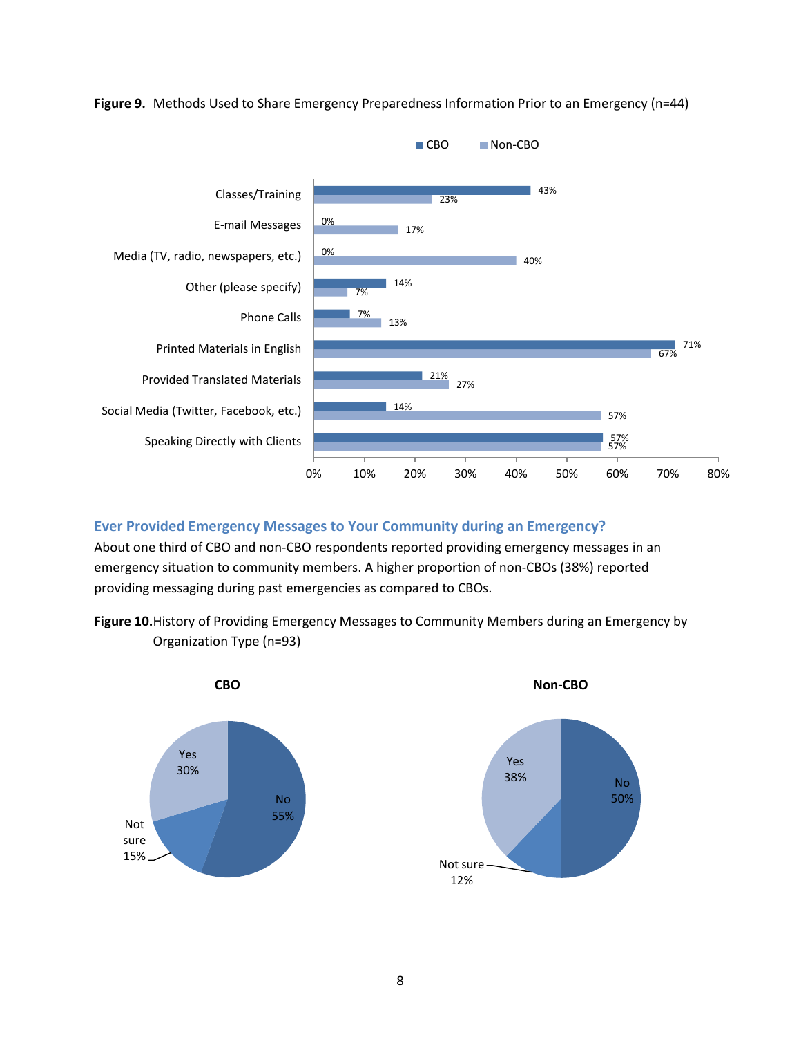**Figure 9.** Methods Used to Share Emergency Preparedness Information Prior to an Emergency (n=44)

| Method | CBO | Non-CBO |
|---|---|---|
| Classes/Training | 43% | 23% |
| E-mail Messages | 0% | 17% |
| Media (TV, radio, newspapers, etc.) | 0% | 40% |
| Other (please specify) | 14% | 7% |
| Phone Calls | 7% | 13% |
| Printed Materials in English | 71% | 67% |
| Provided Translated Materials | 21% | 27% |
| Social Media (Twitter, Facebook, etc.) | 14% | 57% |
| Speaking Directly with Clients | 57% | 57% |

## Ever Provided Emergency Messages to Your Community during an Emergency?

About one third of CBO and non-CBO respondents reported providing emergency messages in an emergency situation to community members. A higher proportion of non-CBOs (38%) reported providing messaging during past emergencies as compared to CBOs.

**Figure 10.** History of Providing Emergency Messages to Community Members during an Emergency by Organization Type (n=93)

| Response | CBO | Non-CBO |
|---|---|---|
| Yes | 30% | 38% |
| No | 55% | 50% |
| Not sure | 15% | 12% |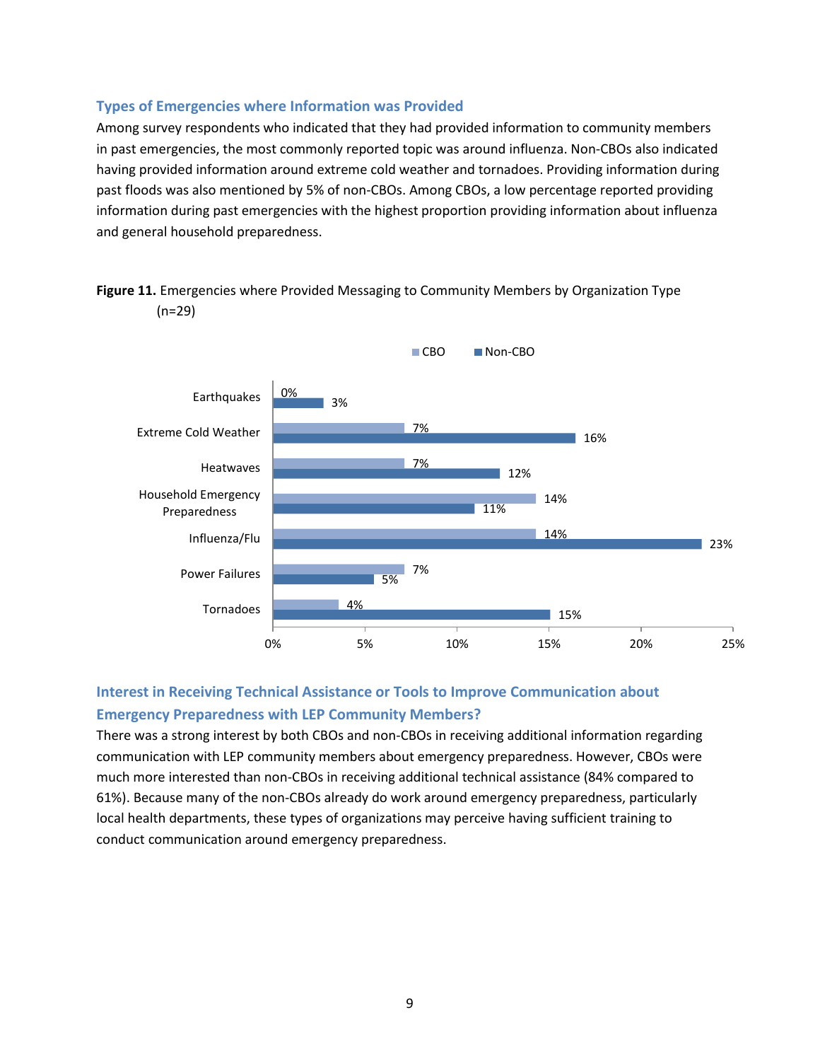## Types of Emergencies where Information was Provided

Among survey respondents who indicated that they had provided information to community members in past emergencies, the most commonly reported topic was around influenza. Non-CBOs also indicated having provided information around extreme cold weather and tornadoes. Providing information during past floods was also mentioned by 5% of non-CBOs. Among CBOs, a low percentage reported providing information during past emergencies with the highest proportion providing information about influenza and general household preparedness.

**Figure 11.** Emergencies where Provided Messaging to Community Members by Organization Type (n=29)

| Emergency | CBO | Non-CBO |
|---|---|---|
| Earthquakes | 0% | 3% |
| Extreme Cold Weather | 7% | 16% |
| Heatwaves | 7% | 12% |
| Household Emergency Preparedness | 14% | 11% |
| Influenza/Flu | 14% | 23% |
| Power Failures | 7% | 5% |
| Tornadoes | 4% | 15% |

## Interest in Receiving Technical Assistance or Tools to Improve Communication about Emergency Preparedness with LEP Community Members?

There was a strong interest by both CBOs and non-CBOs in receiving additional information regarding communication with LEP community members about emergency preparedness. However, CBOs were much more interested than non-CBOs in receiving additional technical assistance (84% compared to 61%). Because many of the non-CBOs already do work around emergency preparedness, particularly local health departments, these types of organizations may perceive having sufficient training to conduct communication around emergency preparedness.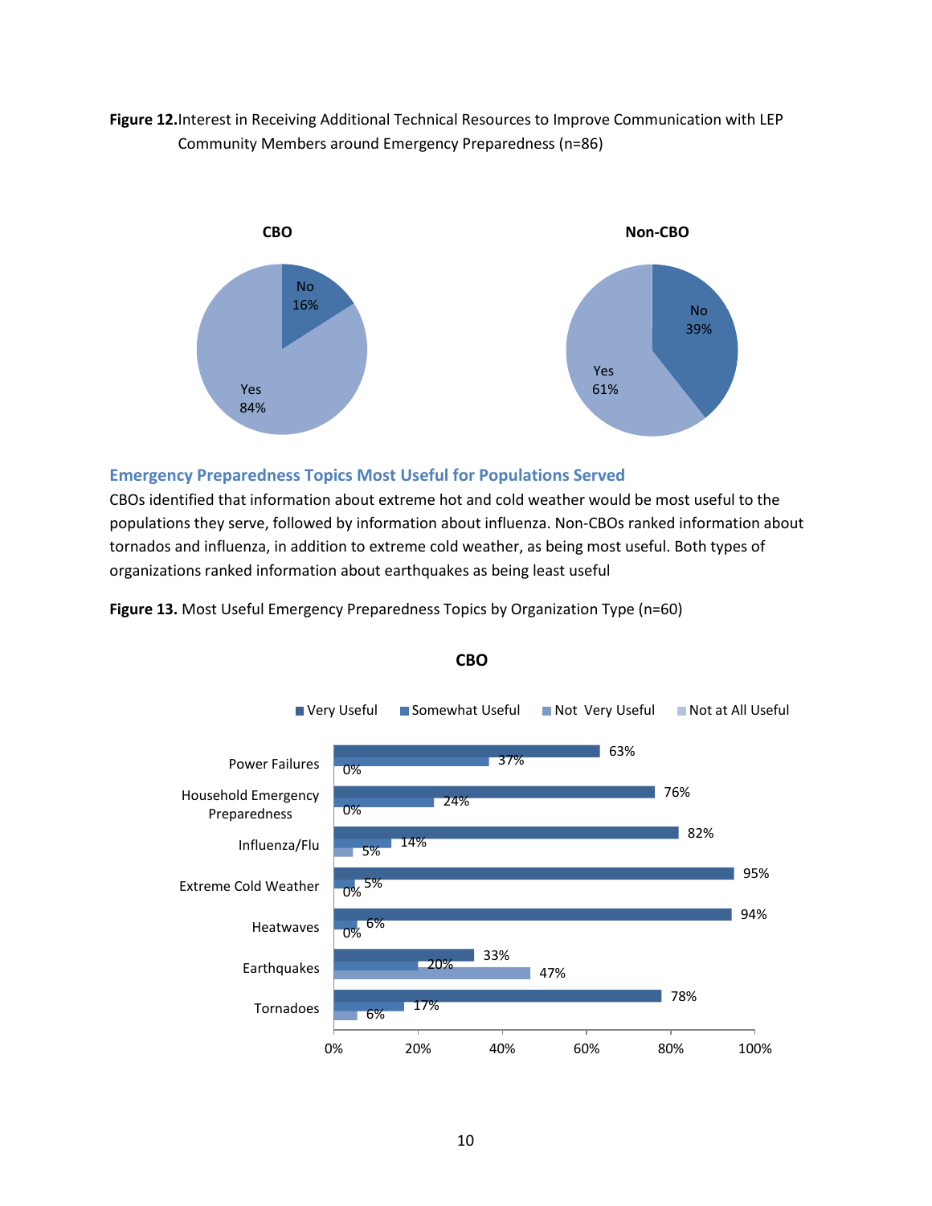**Figure 12.** Interest in Receiving Additional Technical Resources to Improve Communication with LEP Community Members around Emergency Preparedness (n=86)

**CBO**

| Response | Percent |
|---|---|
| No | 16% |
| Yes | 84% |

**Non-CBO**

| Response | Percent |
|---|---|
| No | 39% |
| Yes | 61% |

### Emergency Preparedness Topics Most Useful for Populations Served

CBOs identified that information about extreme hot and cold weather would be most useful to the populations they serve, followed by information about influenza. Non-CBOs ranked information about tornados and influenza, in addition to extreme cold weather, as being most useful. Both types of organizations ranked information about earthquakes as being least useful

**Figure 13.** Most Useful Emergency Preparedness Topics by Organization Type (n=60)

**CBO**

| Topic | Very Useful | Somewhat Useful | Not Very Useful | Not at All Useful |
|---|---|---|---|---|
| Power Failures | 63% | 37% | 0% | |
| Household Emergency Preparedness | 76% | 24% | 0% | |
| Influenza/Flu | 82% | 14% | 5% | |
| Extreme Cold Weather | 95% | 5% | 0% | |
| Heatwaves | 94% | 6% | 0% | |
| Earthquakes | 33% | 20% | 47% | |
| Tornadoes | 78% | 17% | 6% | |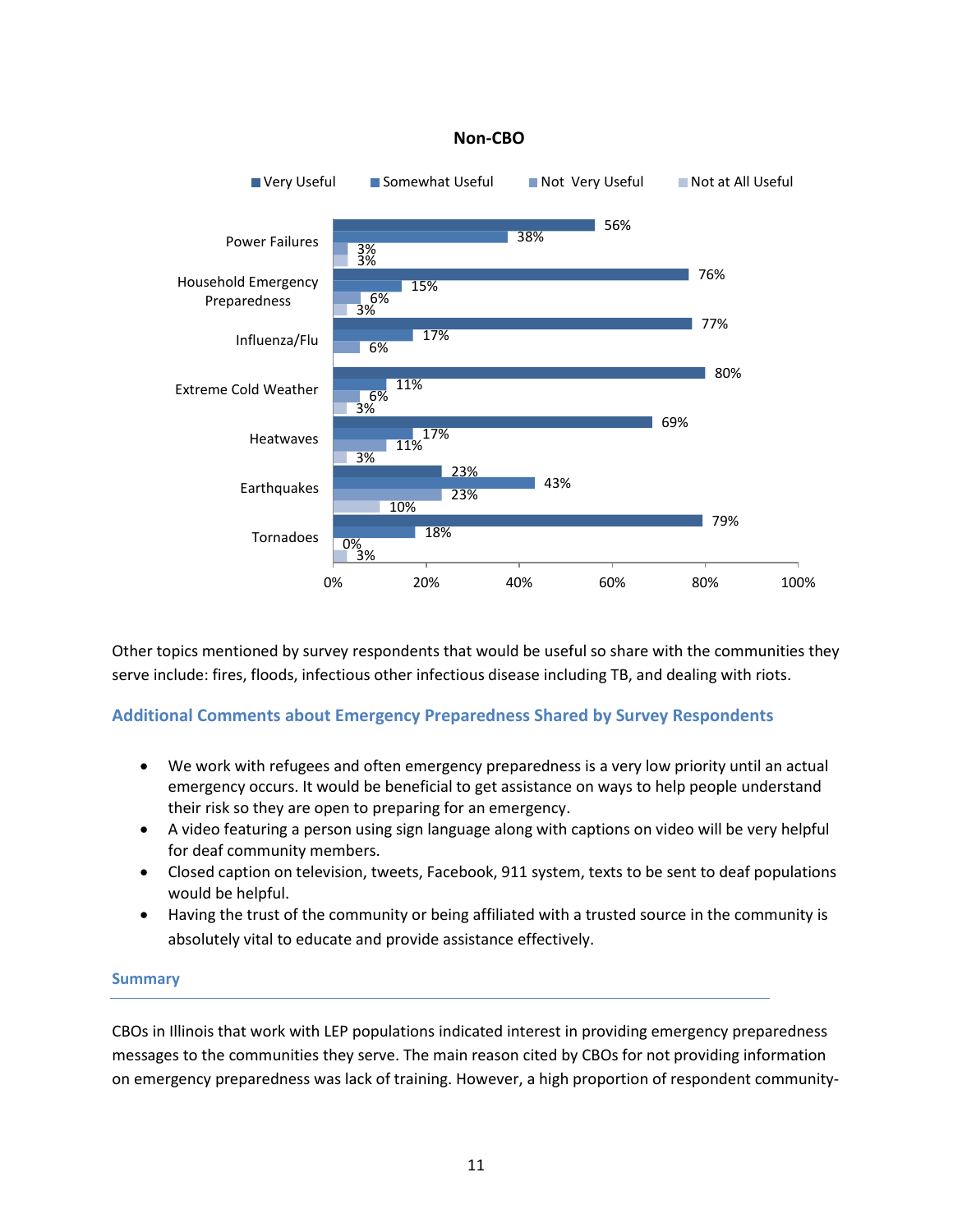**Non-CBO**

| | Very Useful | Somewhat Useful | Not Very Useful | Not at All Useful |
|---|---|---|---|---|
| Power Failures | 56% | 38% | 3% | 3% |
| Household Emergency Preparedness | 76% | 15% | 6% | 3% |
| Influenza/Flu | 77% | 17% | 6% | |
| Extreme Cold Weather | 80% | 11% | 6% | 3% |
| Heatwaves | 69% | 17% | 11% | 3% |
| Earthquakes | 23% | 43% | 23% | 10% |
| Tornadoes | 79% | 18% | 0% | 3% |

Other topics mentioned by survey respondents that would be useful so share with the communities they serve include: fires, floods, infectious other infectious disease including TB, and dealing with riots.

### Additional Comments about Emergency Preparedness Shared by Survey Respondents

- We work with refugees and often emergency preparedness is a very low priority until an actual emergency occurs. It would be beneficial to get assistance on ways to help people understand their risk so they are open to preparing for an emergency.
- A video featuring a person using sign language along with captions on video will be very helpful for deaf community members.
- Closed caption on television, tweets, Facebook, 911 system, texts to be sent to deaf populations would be helpful.
- Having the trust of the community or being affiliated with a trusted source in the community is absolutely vital to educate and provide assistance effectively.

### Summary

CBOs in Illinois that work with LEP populations indicated interest in providing emergency preparedness messages to the communities they serve. The main reason cited by CBOs for not providing information on emergency preparedness was lack of training. However, a high proportion of respondent community-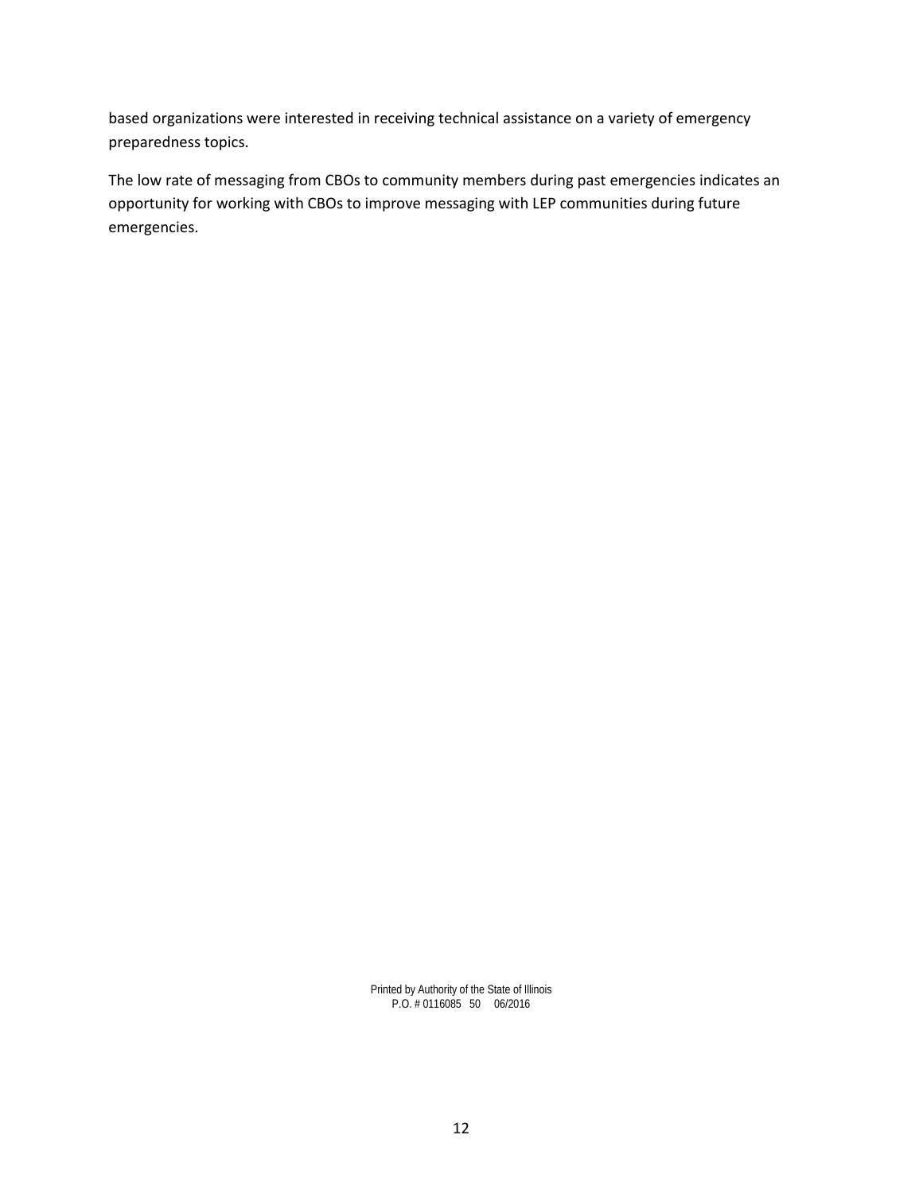based organizations were interested in receiving technical assistance on a variety of emergency preparedness topics.

The low rate of messaging from CBOs to community members during past emergencies indicates an opportunity for working with CBOs to improve messaging with LEP communities during future emergencies.

Printed by Authority of the State of Illinois
P.O. # 0116085 50 06/2016